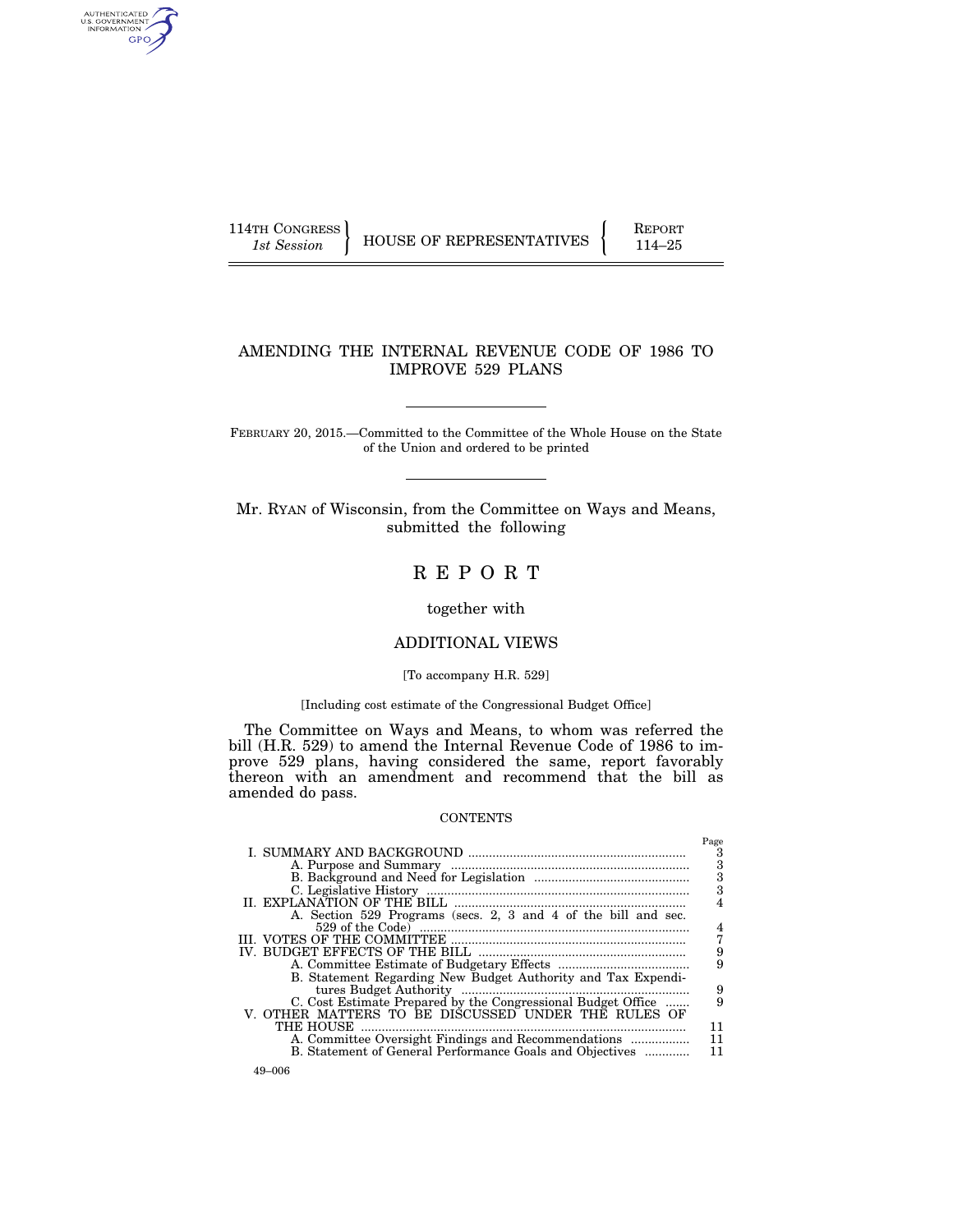114TH CONGRESS
*1st Session*

HOUSE OF REPRESENTATIVES

REPORT
114–25

# AMENDING THE INTERNAL REVENUE CODE OF 1986 TO IMPROVE 529 PLANS

FEBRUARY 20, 2015.—Committed to the Committee of the Whole House on the State of the Union and ordered to be printed

Mr. RYAN of Wisconsin, from the Committee on Ways and Means, submitted the following

# REPORT

together with

## ADDITIONAL VIEWS

[To accompany H.R. 529]

[Including cost estimate of the Congressional Budget Office]

The Committee on Ways and Means, to whom was referred the bill (H.R. 529) to amend the Internal Revenue Code of 1986 to improve 529 plans, having considered the same, report favorably thereon with an amendment and recommend that the bill as amended do pass.

CONTENTS

| | Page |
|---|---|
| I. SUMMARY AND BACKGROUND | 3 |
| A. Purpose and Summary | 3 |
| B. Background and Need for Legislation | 3 |
| C. Legislative History | 3 |
| II. EXPLANATION OF THE BILL | 4 |
| A. Section 529 Programs (secs. 2, 3 and 4 of the bill and sec. 529 of the Code) | 4 |
| III. VOTES OF THE COMMITTEE | 7 |
| IV. BUDGET EFFECTS OF THE BILL | 9 |
| A. Committee Estimate of Budgetary Effects | 9 |
| B. Statement Regarding New Budget Authority and Tax Expenditures Budget Authority | 9 |
| C. Cost Estimate Prepared by the Congressional Budget Office | 9 |
| V. OTHER MATTERS TO BE DISCUSSED UNDER THE RULES OF THE HOUSE | 11 |
| A. Committee Oversight Findings and Recommendations | 11 |
| B. Statement of General Performance Goals and Objectives | 11 |

49–006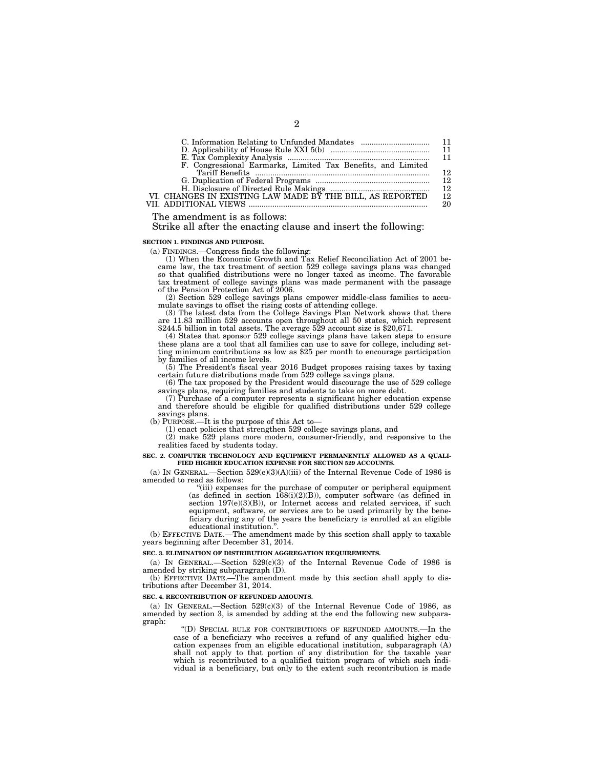| | |
|---|---|
| C. Information Relating to Unfunded Mandates | 11 |
| D. Applicability of House Rule XXI 5(b) | 11 |
| E. Tax Complexity Analysis | 11 |
| F. Congressional Earmarks, Limited Tax Benefits, and Limited Tariff Benefits | 12 |
| G. Duplication of Federal Programs | 12 |
| H. Disclosure of Directed Rule Makings | 12 |
| VI. CHANGES IN EXISTING LAW MADE BY THE BILL, AS REPORTED | 12 |
| VII. ADDITIONAL VIEWS | 20 |

The amendment is as follows:

Strike all after the enacting clause and insert the following:

**SECTION 1. FINDINGS AND PURPOSE.**

(a) FINDINGS.—Congress finds the following:

(1) When the Economic Growth and Tax Relief Reconciliation Act of 2001 became law, the tax treatment of section 529 college savings plans was changed so that qualified distributions were no longer taxed as income. The favorable tax treatment of college savings plans was made permanent with the passage of the Pension Protection Act of 2006.

(2) Section 529 college savings plans empower middle-class families to accumulate savings to offset the rising costs of attending college.

(3) The latest data from the College Savings Plan Network shows that there are 11.83 million 529 accounts open throughout all 50 states, which represent $244.5 billion in total assets. The average 529 account size is $20,671.

(4) States that sponsor 529 college savings plans have taken steps to ensure these plans are a tool that all families can use to save for college, including setting minimum contributions as low as $25 per month to encourage participation by families of all income levels.

(5) The President's fiscal year 2016 Budget proposes raising taxes by taxing certain future distributions made from 529 college savings plans.

(6) The tax proposed by the President would discourage the use of 529 college savings plans, requiring families and students to take on more debt.

(7) Purchase of a computer represents a significant higher education expense and therefore should be eligible for qualified distributions under 529 college savings plans.

(b) PURPOSE.—It is the purpose of this Act to—

(1) enact policies that strengthen 529 college savings plans, and

(2) make 529 plans more modern, consumer-friendly, and responsive to the realities faced by students today.

**SEC. 2. COMPUTER TECHNOLOGY AND EQUIPMENT PERMANENTLY ALLOWED AS A QUALIFIED HIGHER EDUCATION EXPENSE FOR SECTION 529 ACCOUNTS.**

(a) IN GENERAL.—Section 529(e)(3)(A)(iii) of the Internal Revenue Code of 1986 is amended to read as follows:

"(iii) expenses for the purchase of computer or peripheral equipment (as defined in section 168(i)(2)(B)), computer software (as defined in section 197(e)(3)(B)), or Internet access and related services, if such equipment, software, or services are to be used primarily by the beneficiary during any of the years the beneficiary is enrolled at an eligible educational institution.".

(b) EFFECTIVE DATE.—The amendment made by this section shall apply to taxable years beginning after December 31, 2014.

**SEC. 3. ELIMINATION OF DISTRIBUTION AGGREGATION REQUIREMENTS.**

(a) IN GENERAL.—Section 529(c)(3) of the Internal Revenue Code of 1986 is amended by striking subparagraph (D).

(b) EFFECTIVE DATE.—The amendment made by this section shall apply to distributions after December 31, 2014.

**SEC. 4. RECONTRIBUTION OF REFUNDED AMOUNTS.**

(a) IN GENERAL.—Section 529(c)(3) of the Internal Revenue Code of 1986, as amended by section 3, is amended by adding at the end the following new subparagraph:

"(D) SPECIAL RULE FOR CONTRIBUTIONS OF REFUNDED AMOUNTS.—In the case of a beneficiary who receives a refund of any qualified higher education expenses from an eligible educational institution, subparagraph (A) shall not apply to that portion of any distribution for the taxable year which is recontributed to a qualified tuition program of which such individual is a beneficiary, but only to the extent such recontribution is made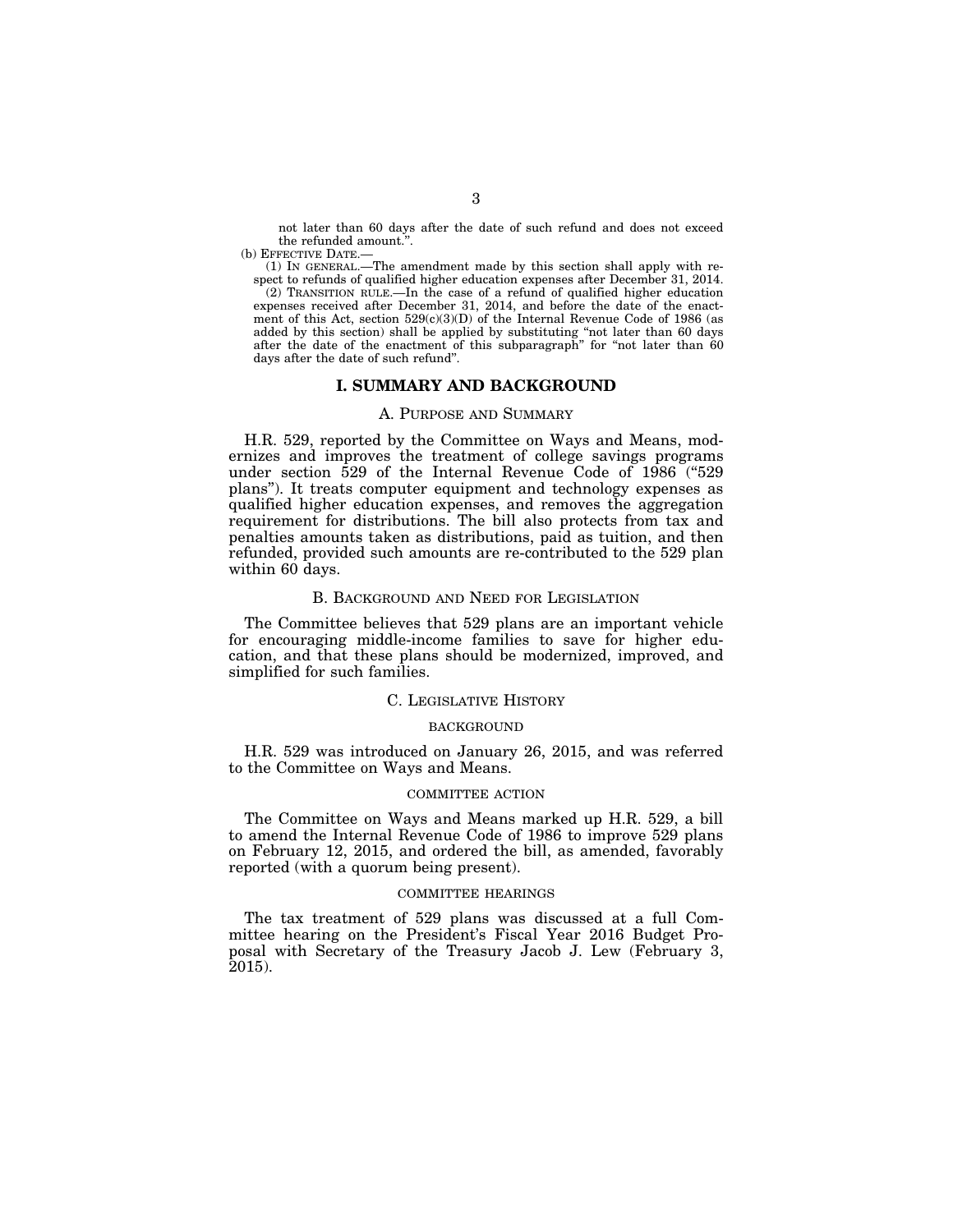not later than 60 days after the date of such refund and does not exceed the refunded amount.".

(b) EFFECTIVE DATE.—

(1) IN GENERAL.—The amendment made by this section shall apply with respect to refunds of qualified higher education expenses after December 31, 2014.

(2) TRANSITION RULE.—In the case of a refund of qualified higher education expenses received after December 31, 2014, and before the date of the enactment of this Act, section 529(c)(3)(D) of the Internal Revenue Code of 1986 (as added by this section) shall be applied by substituting "not later than 60 days after the date of the enactment of this subparagraph" for "not later than 60 days after the date of such refund".

## I. SUMMARY AND BACKGROUND

### A. PURPOSE AND SUMMARY

H.R. 529, reported by the Committee on Ways and Means, modernizes and improves the treatment of college savings programs under section 529 of the Internal Revenue Code of 1986 ("529 plans"). It treats computer equipment and technology expenses as qualified higher education expenses, and removes the aggregation requirement for distributions. The bill also protects from tax and penalties amounts taken as distributions, paid as tuition, and then refunded, provided such amounts are re-contributed to the 529 plan within 60 days.

### B. BACKGROUND AND NEED FOR LEGISLATION

The Committee believes that 529 plans are an important vehicle for encouraging middle-income families to save for higher education, and that these plans should be modernized, improved, and simplified for such families.

### C. LEGISLATIVE HISTORY

#### BACKGROUND

H.R. 529 was introduced on January 26, 2015, and was referred to the Committee on Ways and Means.

#### COMMITTEE ACTION

The Committee on Ways and Means marked up H.R. 529, a bill to amend the Internal Revenue Code of 1986 to improve 529 plans on February 12, 2015, and ordered the bill, as amended, favorably reported (with a quorum being present).

#### COMMITTEE HEARINGS

The tax treatment of 529 plans was discussed at a full Committee hearing on the President's Fiscal Year 2016 Budget Proposal with Secretary of the Treasury Jacob J. Lew (February 3, 2015).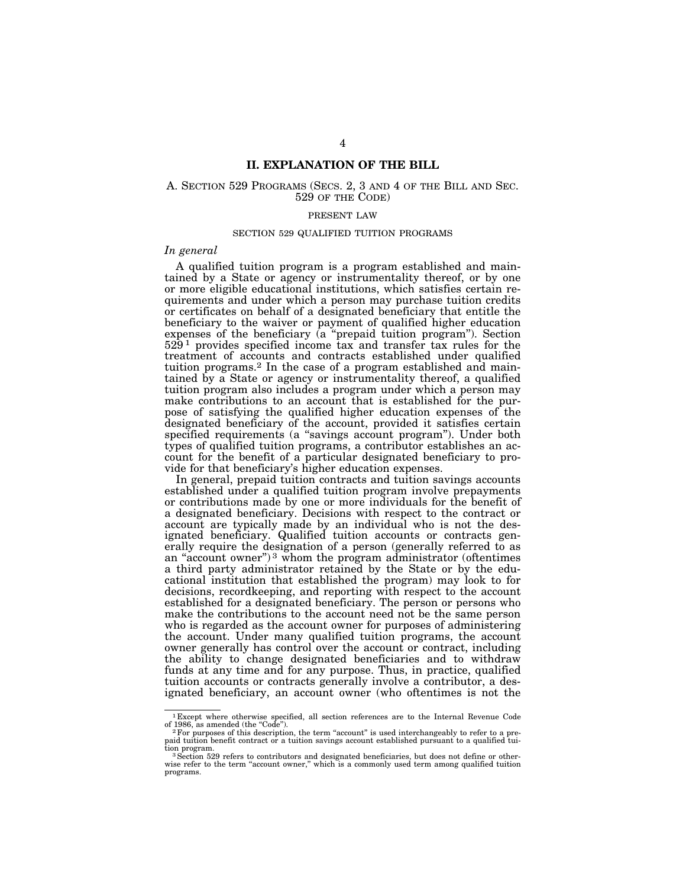## II. EXPLANATION OF THE BILL

### A. SECTION 529 PROGRAMS (SECS. 2, 3 AND 4 OF THE BILL AND SEC. 529 OF THE CODE)

#### PRESENT LAW

##### SECTION 529 QUALIFIED TUITION PROGRAMS

*In general*

A qualified tuition program is a program established and maintained by a State or agency or instrumentality thereof, or by one or more eligible educational institutions, which satisfies certain requirements and under which a person may purchase tuition credits or certificates on behalf of a designated beneficiary that entitle the beneficiary to the waiver or payment of qualified higher education expenses of the beneficiary (a "prepaid tuition program"). Section 529[1] provides specified income tax and transfer tax rules for the treatment of accounts and contracts established under qualified tuition programs.[2] In the case of a program established and maintained by a State or agency or instrumentality thereof, a qualified tuition program also includes a program under which a person may make contributions to an account that is established for the purpose of satisfying the qualified higher education expenses of the designated beneficiary of the account, provided it satisfies certain specified requirements (a "savings account program"). Under both types of qualified tuition programs, a contributor establishes an account for the benefit of a particular designated beneficiary to provide for that beneficiary's higher education expenses.

In general, prepaid tuition contracts and tuition savings accounts established under a qualified tuition program involve prepayments or contributions made by one or more individuals for the benefit of a designated beneficiary. Decisions with respect to the contract or account are typically made by an individual who is not the designated beneficiary. Qualified tuition accounts or contracts generally require the designation of a person (generally referred to as an "account owner")[3] whom the program administrator (oftentimes a third party administrator retained by the State or by the educational institution that established the program) may look to for decisions, recordkeeping, and reporting with respect to the account established for a designated beneficiary. The person or persons who make the contributions to the account need not be the same person who is regarded as the account owner for purposes of administering the account. Under many qualified tuition programs, the account owner generally has control over the account or contract, including the ability to change designated beneficiaries and to withdraw funds at any time and for any purpose. Thus, in practice, qualified tuition accounts or contracts generally involve a contributor, a designated beneficiary, an account owner (who oftentimes is not the

---

[1] Except where otherwise specified, all section references are to the Internal Revenue Code of 1986, as amended (the "Code").

[2] For purposes of this description, the term "account" is used interchangeably to refer to a prepaid tuition benefit contract or a tuition savings account established pursuant to a qualified tuition program.

[3] Section 529 refers to contributors and designated beneficiaries, but does not define or otherwise refer to the term "account owner," which is a commonly used term among qualified tuition programs.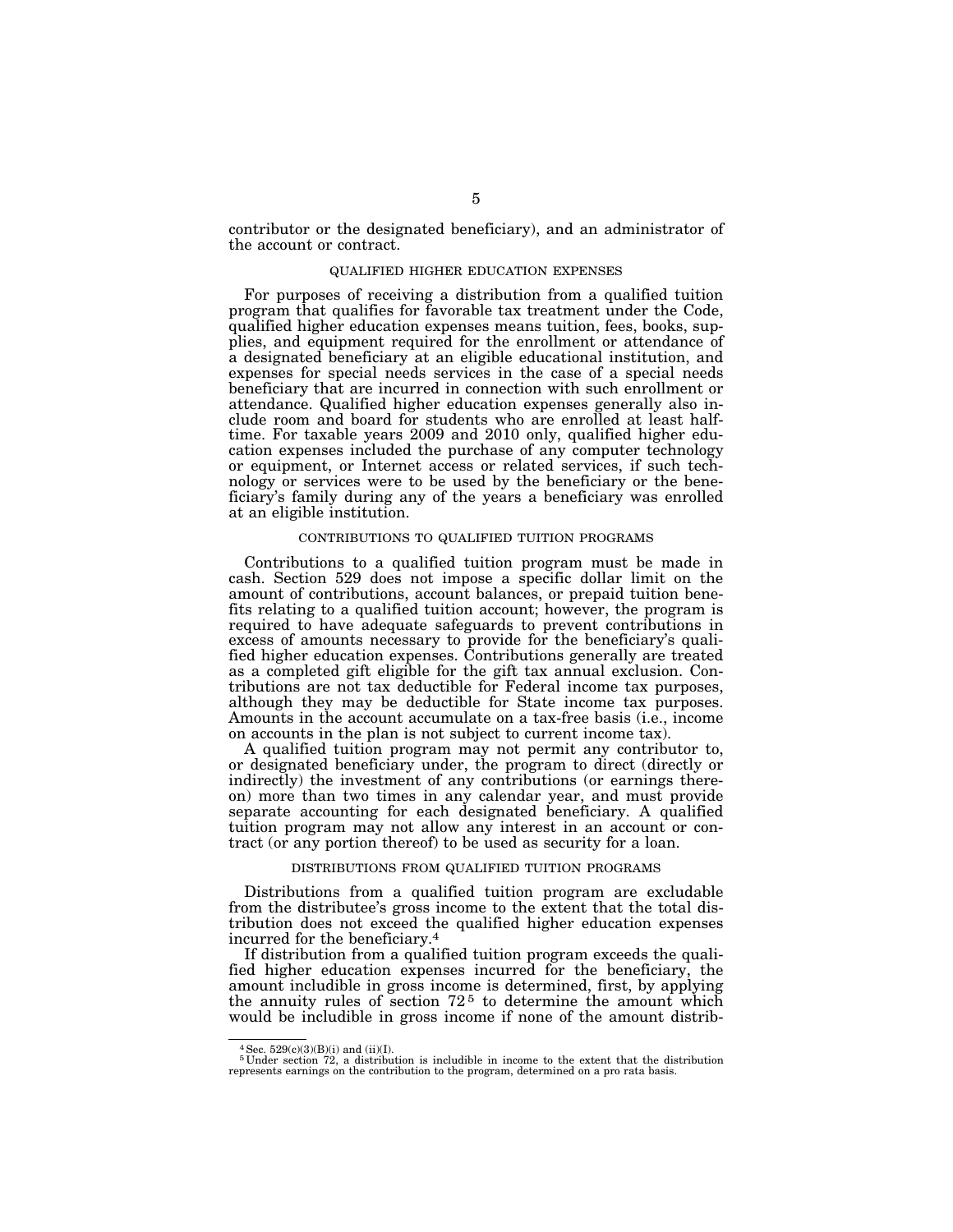contributor or the designated beneficiary), and an administrator of the account or contract.

### QUALIFIED HIGHER EDUCATION EXPENSES

For purposes of receiving a distribution from a qualified tuition program that qualifies for favorable tax treatment under the Code, qualified higher education expenses means tuition, fees, books, supplies, and equipment required for the enrollment or attendance of a designated beneficiary at an eligible educational institution, and expenses for special needs services in the case of a special needs beneficiary that are incurred in connection with such enrollment or attendance. Qualified higher education expenses generally also include room and board for students who are enrolled at least half-time. For taxable years 2009 and 2010 only, qualified higher education expenses included the purchase of any computer technology or equipment, or Internet access or related services, if such technology or services were to be used by the beneficiary or the beneficiary's family during any of the years a beneficiary was enrolled at an eligible institution.

### CONTRIBUTIONS TO QUALIFIED TUITION PROGRAMS

Contributions to a qualified tuition program must be made in cash. Section 529 does not impose a specific dollar limit on the amount of contributions, account balances, or prepaid tuition benefits relating to a qualified tuition account; however, the program is required to have adequate safeguards to prevent contributions in excess of amounts necessary to provide for the beneficiary's qualified higher education expenses. Contributions generally are treated as a completed gift eligible for the gift tax annual exclusion. Contributions are not tax deductible for Federal income tax purposes, although they may be deductible for State income tax purposes. Amounts in the account accumulate on a tax-free basis (i.e., income on accounts in the plan is not subject to current income tax).

A qualified tuition program may not permit any contributor to, or designated beneficiary under, the program to direct (directly or indirectly) the investment of any contributions (or earnings thereon) more than two times in any calendar year, and must provide separate accounting for each designated beneficiary. A qualified tuition program may not allow any interest in an account or contract (or any portion thereof) to be used as security for a loan.

### DISTRIBUTIONS FROM QUALIFIED TUITION PROGRAMS

Distributions from a qualified tuition program are excludable from the distributee's gross income to the extent that the total distribution does not exceed the qualified higher education expenses incurred for the beneficiary.[4]

If distribution from a qualified tuition program exceeds the qualified higher education expenses incurred for the beneficiary, the amount includible in gross income is determined, first, by applying the annuity rules of section 72[5] to determine the amount which would be includible in gross income if none of the amount distrib-

---

[4] Sec. 529(c)(3)(B)(i) and (ii)(I).

[5] Under section 72, a distribution is includible in income to the extent that the distribution represents earnings on the contribution to the program, determined on a pro rata basis.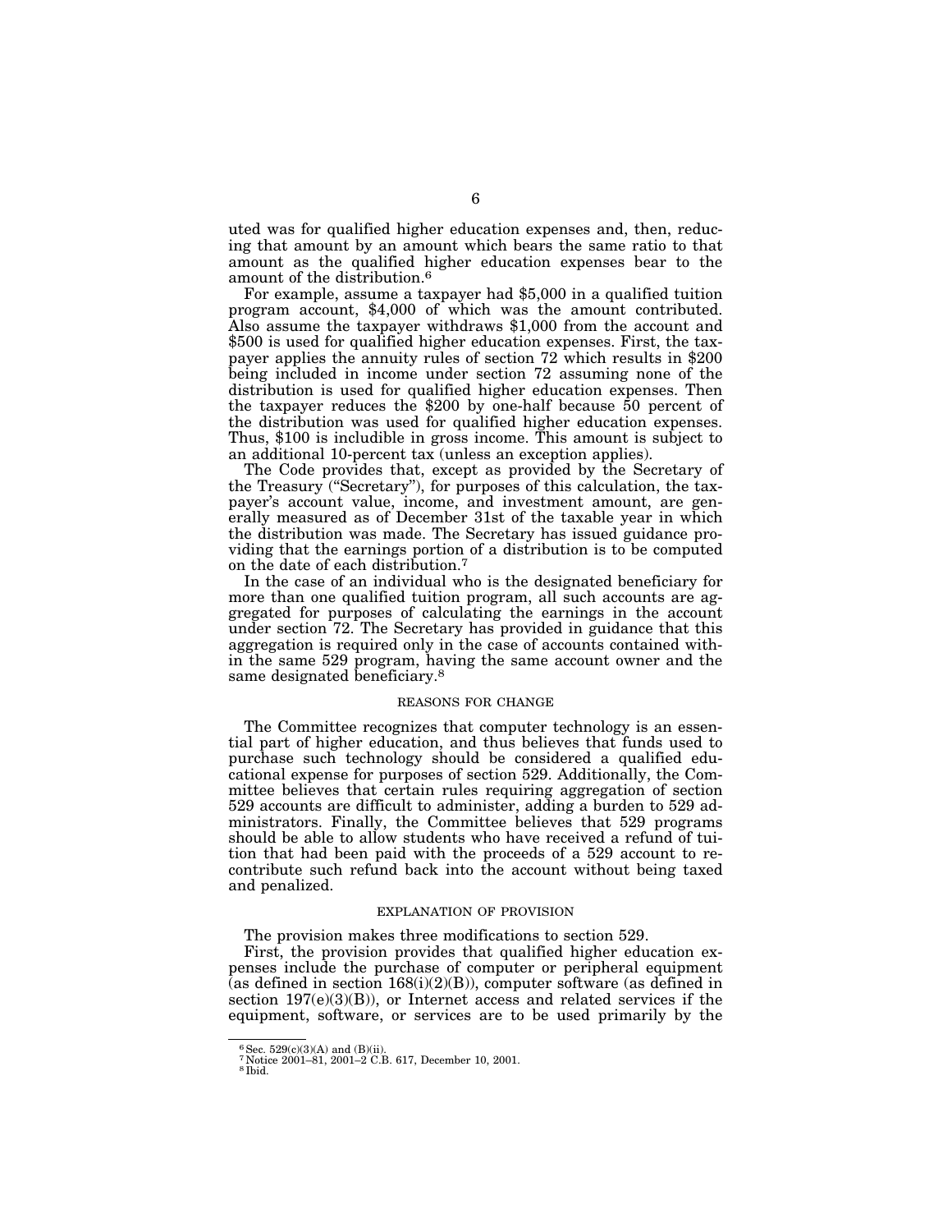uted was for qualified higher education expenses and, then, reducing that amount by an amount which bears the same ratio to that amount as the qualified higher education expenses bear to the amount of the distribution.[6]

For example, assume a taxpayer had $5,000 in a qualified tuition program account, $4,000 of which was the amount contributed. Also assume the taxpayer withdraws $1,000 from the account and $500 is used for qualified higher education expenses. First, the taxpayer applies the annuity rules of section 72 which results in $200 being included in income under section 72 assuming none of the distribution is used for qualified higher education expenses. Then the taxpayer reduces the $200 by one-half because 50 percent of the distribution was used for qualified higher education expenses. Thus, $100 is includible in gross income. This amount is subject to an additional 10-percent tax (unless an exception applies).

The Code provides that, except as provided by the Secretary of the Treasury ("Secretary"), for purposes of this calculation, the taxpayer's account value, income, and investment amount, are generally measured as of December 31st of the taxable year in which the distribution was made. The Secretary has issued guidance providing that the earnings portion of a distribution is to be computed on the date of each distribution.[7]

In the case of an individual who is the designated beneficiary for more than one qualified tuition program, all such accounts are aggregated for purposes of calculating the earnings in the account under section 72. The Secretary has provided in guidance that this aggregation is required only in the case of accounts contained within the same 529 program, having the same account owner and the same designated beneficiary.[8]

## REASONS FOR CHANGE

The Committee recognizes that computer technology is an essential part of higher education, and thus believes that funds used to purchase such technology should be considered a qualified educational expense for purposes of section 529. Additionally, the Committee believes that certain rules requiring aggregation of section 529 accounts are difficult to administer, adding a burden to 529 administrators. Finally, the Committee believes that 529 programs should be able to allow students who have received a refund of tuition that had been paid with the proceeds of a 529 account to recontribute such refund back into the account without being taxed and penalized.

## EXPLANATION OF PROVISION

The provision makes three modifications to section 529.

First, the provision provides that qualified higher education expenses include the purchase of computer or peripheral equipment (as defined in section 168(i)(2)(B)), computer software (as defined in section 197(e)(3)(B)), or Internet access and related services if the equipment, software, or services are to be used primarily by the

---

[6] Sec. 529(c)(3)(A) and (B)(ii).

[7] Notice 2001–81, 2001–2 C.B. 617, December 10, 2001.

[8] Ibid.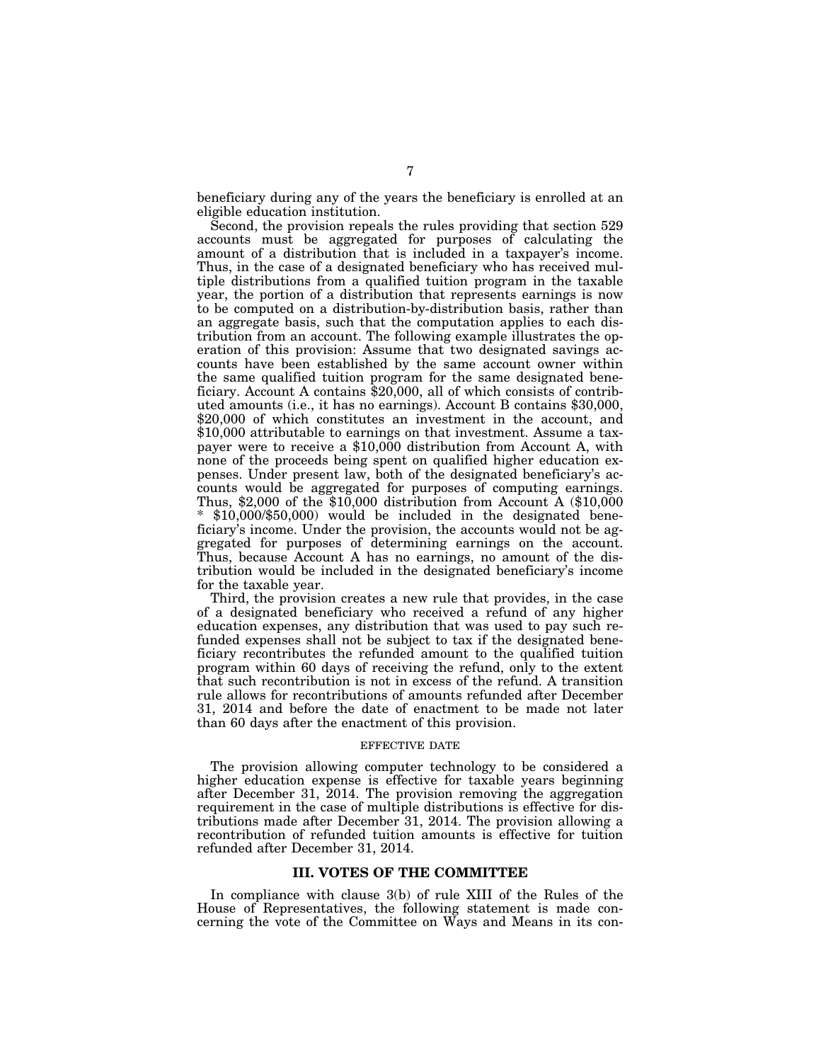beneficiary during any of the years the beneficiary is enrolled at an eligible education institution.

Second, the provision repeals the rules providing that section 529 accounts must be aggregated for purposes of calculating the amount of a distribution that is included in a taxpayer's income. Thus, in the case of a designated beneficiary who has received multiple distributions from a qualified tuition program in the taxable year, the portion of a distribution that represents earnings is now to be computed on a distribution-by-distribution basis, rather than an aggregate basis, such that the computation applies to each distribution from an account. The following example illustrates the operation of this provision: Assume that two designated savings accounts have been established by the same account owner within the same qualified tuition program for the same designated beneficiary. Account A contains $20,000, all of which consists of contributed amounts (i.e., it has no earnings). Account B contains $30,000, $20,000 of which constitutes an investment in the account, and $10,000 attributable to earnings on that investment. Assume a taxpayer were to receive a $10,000 distribution from Account A, with none of the proceeds being spent on qualified higher education expenses. Under present law, both of the designated beneficiary's accounts would be aggregated for purposes of computing earnings. Thus, $2,000 of the $10,000 distribution from Account A ($10,000 * $10,000/$50,000) would be included in the designated beneficiary's income. Under the provision, the accounts would not be aggregated for purposes of determining earnings on the account. Thus, because Account A has no earnings, no amount of the distribution would be included in the designated beneficiary's income for the taxable year.

Third, the provision creates a new rule that provides, in the case of a designated beneficiary who received a refund of any higher education expenses, any distribution that was used to pay such refunded expenses shall not be subject to tax if the designated beneficiary recontributes the refunded amount to the qualified tuition program within 60 days of receiving the refund, only to the extent that such recontribution is not in excess of the refund. A transition rule allows for recontributions of amounts refunded after December 31, 2014 and before the date of enactment to be made not later than 60 days after the enactment of this provision.

EFFECTIVE DATE

The provision allowing computer technology to be considered a higher education expense is effective for taxable years beginning after December 31, 2014. The provision removing the aggregation requirement in the case of multiple distributions is effective for distributions made after December 31, 2014. The provision allowing a recontribution of refunded tuition amounts is effective for tuition refunded after December 31, 2014.

## III. VOTES OF THE COMMITTEE

In compliance with clause 3(b) of rule XIII of the Rules of the House of Representatives, the following statement is made concerning the vote of the Committee on Ways and Means in its con-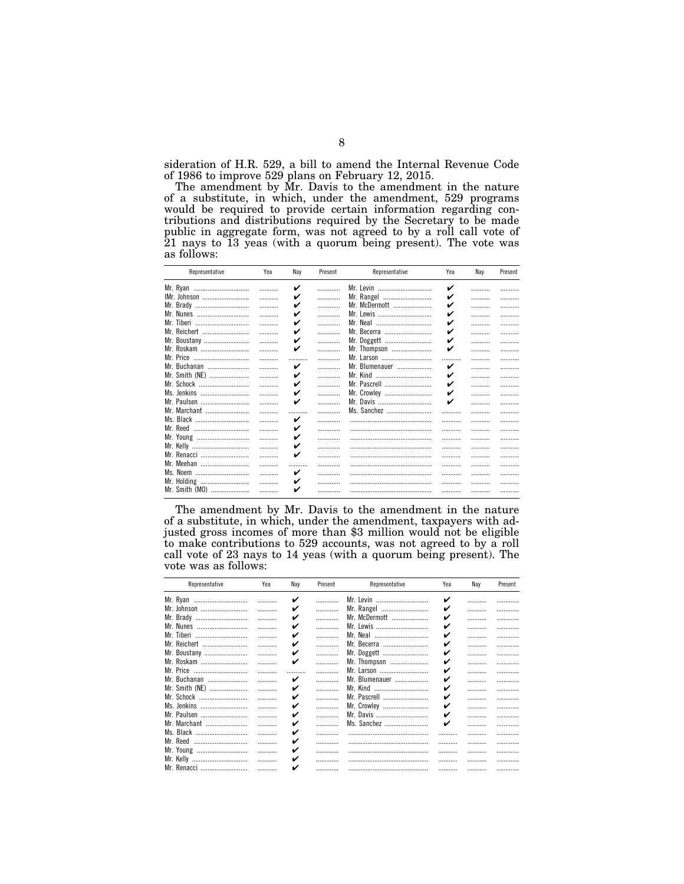sideration of H.R. 529, a bill to amend the Internal Revenue Code of 1986 to improve 529 plans on February 12, 2015.

The amendment by Mr. Davis to the amendment in the nature of a substitute, in which, under the amendment, 529 programs would be required to provide certain information regarding contributions and distributions required by the Secretary to be made public in aggregate form, was not agreed to by a roll call vote of 21 nays to 13 yeas (with a quorum being present). The vote was as follows:

| Representative | Yea | Nay | Present | Representative | Yea | Nay | Present |
|---|---|---|---|---|---|---|---|
| Mr. Ryan | | ✔ | | Mr. Levin | ✔ | | |
| lMr. Johnson | | ✔ | | Mr. Rangel | ✔ | | |
| Mr. Brady | | ✔ | | Mr. McDermott | ✔ | | |
| Mr. Nunes | | ✔ | | Mr. Lewis | ✔ | | |
| Mr. Tiberi | | ✔ | | Mr. Neal | ✔ | | |
| Mr. Reichert | | ✔ | | Mr. Becerra | ✔ | | |
| Mr. Boustany | | ✔ | | Mr. Doggett | ✔ | | |
| Mr. Roskam | | ✔ | | Mr. Thompson | ✔ | | |
| Mr. Price | | | | Mr. Larson | | | |
| Mr. Buchanan | | ✔ | | Mr. Blumenauer | ✔ | | |
| Mr. Smith (NE) | | ✔ | | Mr. Kind | ✔ | | |
| Mr. Schock | | ✔ | | Mr. Pascrell | ✔ | | |
| Ms. Jenkins | | ✔ | | Mr. Crowley | ✔ | | |
| Mr. Paulsen | | ✔ | | Mr. Davis | ✔ | | |
| Mr. Marchant | | | | Ms. Sanchez | | | |
| Ms. Black | | ✔ | | | | | |
| Mr. Reed | | ✔ | | | | | |
| Mr. Young | | ✔ | | | | | |
| Mr. Kelly | | ✔ | | | | | |
| Mr. Renacci | | ✔ | | | | | |
| Mr. Meehan | | | | | | | |
| Ms. Noem | | ✔ | | | | | |
| Mr. Holding | | ✔ | | | | | |
| Mr. Smith (MO) | | ✔ | | | | | |

The amendment by Mr. Davis to the amendment in the nature of a substitute, in which, under the amendment, taxpayers with adjusted gross incomes of more than $3 million would not be eligible to make contributions to 529 accounts, was not agreed to by a roll call vote of 23 nays to 14 yeas (with a quorum being present). The vote was as follows:

| Representative | Yea | Nay | Present | Representative | Yea | Nay | Present |
|---|---|---|---|---|---|---|---|
| Mr. Ryan | | ✔ | | Mr. Levin | ✔ | | |
| Mr. Johnson | | ✔ | | Mr. Rangel | ✔ | | |
| Mr. Brady | | ✔ | | Mr. McDermott | ✔ | | |
| Mr. Nunes | | ✔ | | Mr. Lewis | ✔ | | |
| Mr. Tiberi | | ✔ | | Mr. Neal | ✔ | | |
| Mr. Reichert | | ✔ | | Mr. Becerra | ✔ | | |
| Mr. Boustany | | ✔ | | Mr. Doggett | ✔ | | |
| Mr. Roskam | | ✔ | | Mr. Thompson | ✔ | | |
| Mr. Price | | | | Mr. Larson | ✔ | | |
| Mr. Buchanan | | ✔ | | Mr. Blumenauer | ✔ | | |
| Mr. Smith (NE) | | ✔ | | Mr. Kind | ✔ | | |
| Mr. Schock | | ✔ | | Mr. Pascrell | ✔ | | |
| Ms. Jenkins | | ✔ | | Mr. Crowley | ✔ | | |
| Mr. Paulsen | | ✔ | | Mr. Davis | ✔ | | |
| Mr. Marchant | | ✔ | | Ms. Sanchez | ✔ | | |
| Ms. Black | | ✔ | | | | | |
| Mr. Reed | | ✔ | | | | | |
| Mr. Young | | ✔ | | | | | |
| Mr. Kelly | | ✔ | | | | | |
| Mr. Renacci | | ✔ | | | | | |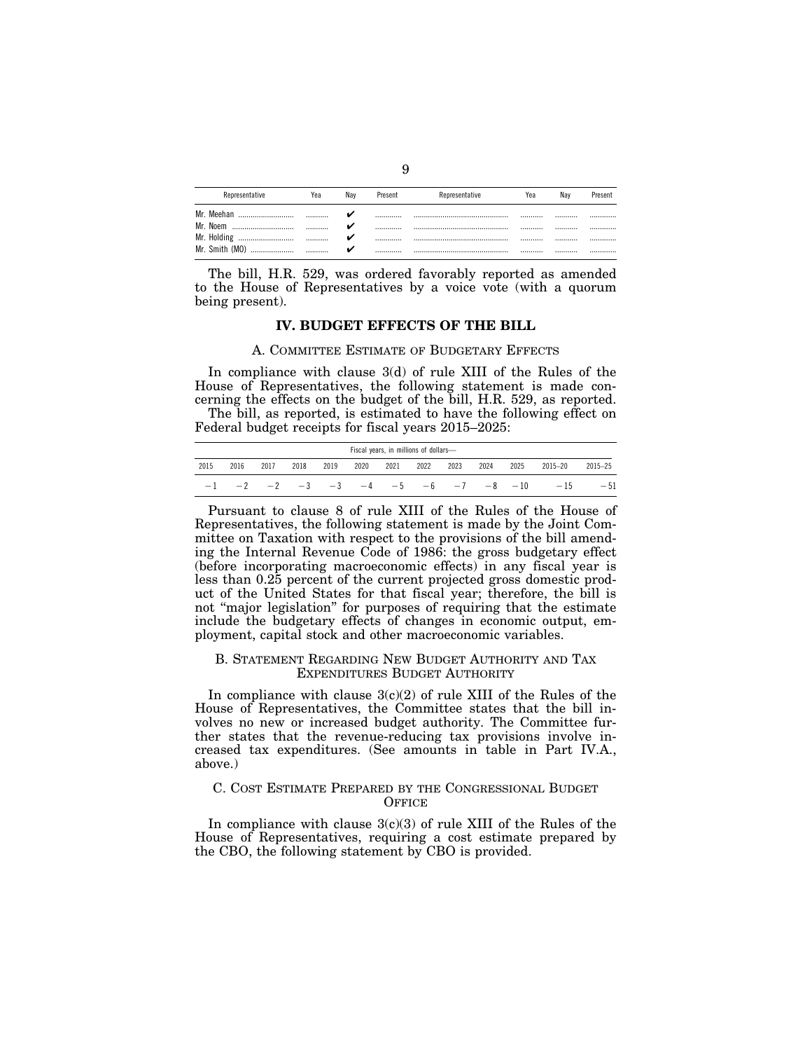| Representative | Yea | Nay | Present | Representative | Yea | Nay | Present |
|---|---|---|---|---|---|---|---|
| Mr. Meehan | ........... | ✔ | ............. | ............................................. | ........... | ........... | ............. |
| Mr. Noem | ........... | ✔ | ............. | ............................................. | ........... | ........... | ............. |
| Mr. Holding | ........... | ✔ | ............. | ............................................. | ........... | ........... | ............. |
| Mr. Smith (MO) | ........... | ✔ | ............. | ............................................. | ........... | ........... | ............. |

The bill, H.R. 529, was ordered favorably reported as amended to the House of Representatives by a voice vote (with a quorum being present).

## IV. BUDGET EFFECTS OF THE BILL

### A. COMMITTEE ESTIMATE OF BUDGETARY EFFECTS

In compliance with clause 3(d) of rule XIII of the Rules of the House of Representatives, the following statement is made concerning the effects on the budget of the bill, H.R. 529, as reported.

The bill, as reported, is estimated to have the following effect on Federal budget receipts for fiscal years 2015–2025:

| Fiscal years, in millions of dollars— | | | | | | | | | | | | |
|---|---|---|---|---|---|---|---|---|---|---|---|---|
| 2015 | 2016 | 2017 | 2018 | 2019 | 2020 | 2021 | 2022 | 2023 | 2024 | 2025 | 2015–20 | 2015–25 |
| −1 | −2 | −2 | −3 | −3 | −4 | −5 | −6 | −7 | −8 | −10 | −15 | −51 |

Pursuant to clause 8 of rule XIII of the Rules of the House of Representatives, the following statement is made by the Joint Committee on Taxation with respect to the provisions of the bill amending the Internal Revenue Code of 1986: the gross budgetary effect (before incorporating macroeconomic effects) in any fiscal year is less than 0.25 percent of the current projected gross domestic product of the United States for that fiscal year; therefore, the bill is not "major legislation" for purposes of requiring that the estimate include the budgetary effects of changes in economic output, employment, capital stock and other macroeconomic variables.

### B. STATEMENT REGARDING NEW BUDGET AUTHORITY AND TAX EXPENDITURES BUDGET AUTHORITY

In compliance with clause 3(c)(2) of rule XIII of the Rules of the House of Representatives, the Committee states that the bill involves no new or increased budget authority. The Committee further states that the revenue-reducing tax provisions involve increased tax expenditures. (See amounts in table in Part IV.A., above.)

### C. COST ESTIMATE PREPARED BY THE CONGRESSIONAL BUDGET OFFICE

In compliance with clause 3(c)(3) of rule XIII of the Rules of the House of Representatives, requiring a cost estimate prepared by the CBO, the following statement by CBO is provided.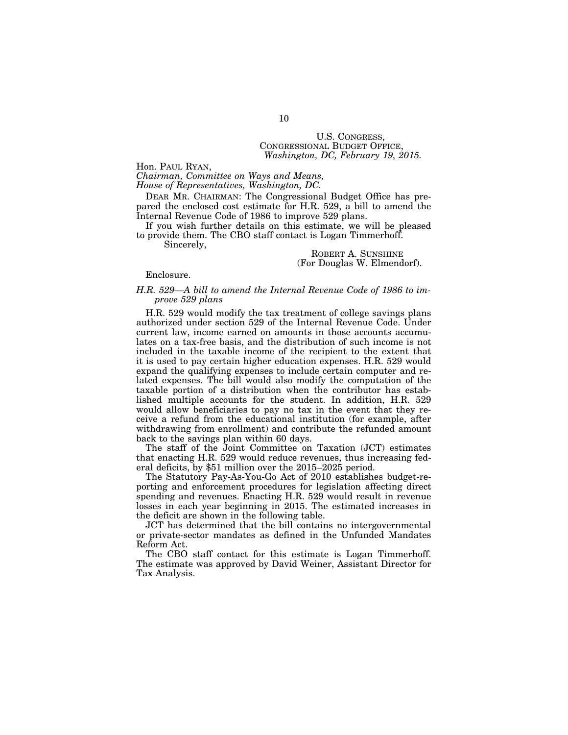U.S. CONGRESS,
CONGRESSIONAL BUDGET OFFICE,
*Washington, DC, February 19, 2015.*

Hon. PAUL RYAN,
*Chairman, Committee on Ways and Means,*
*House of Representatives, Washington, DC.*

DEAR MR. CHAIRMAN: The Congressional Budget Office has prepared the enclosed cost estimate for H.R. 529, a bill to amend the Internal Revenue Code of 1986 to improve 529 plans.

If you wish further details on this estimate, we will be pleased to provide them. The CBO staff contact is Logan Timmerhoff.

Sincerely,

ROBERT A. SUNSHINE
(For Douglas W. Elmendorf).

Enclosure.

*H.R. 529—A bill to amend the Internal Revenue Code of 1986 to improve 529 plans*

H.R. 529 would modify the tax treatment of college savings plans authorized under section 529 of the Internal Revenue Code. Under current law, income earned on amounts in those accounts accumulates on a tax-free basis, and the distribution of such income is not included in the taxable income of the recipient to the extent that it is used to pay certain higher education expenses. H.R. 529 would expand the qualifying expenses to include certain computer and related expenses. The bill would also modify the computation of the taxable portion of a distribution when the contributor has established multiple accounts for the student. In addition, H.R. 529 would allow beneficiaries to pay no tax in the event that they receive a refund from the educational institution (for example, after withdrawing from enrollment) and contribute the refunded amount back to the savings plan within 60 days.

The staff of the Joint Committee on Taxation (JCT) estimates that enacting H.R. 529 would reduce revenues, thus increasing federal deficits, by $51 million over the 2015–2025 period.

The Statutory Pay-As-You-Go Act of 2010 establishes budget-reporting and enforcement procedures for legislation affecting direct spending and revenues. Enacting H.R. 529 would result in revenue losses in each year beginning in 2015. The estimated increases in the deficit are shown in the following table.

JCT has determined that the bill contains no intergovernmental or private-sector mandates as defined in the Unfunded Mandates Reform Act.

The CBO staff contact for this estimate is Logan Timmerhoff. The estimate was approved by David Weiner, Assistant Director for Tax Analysis.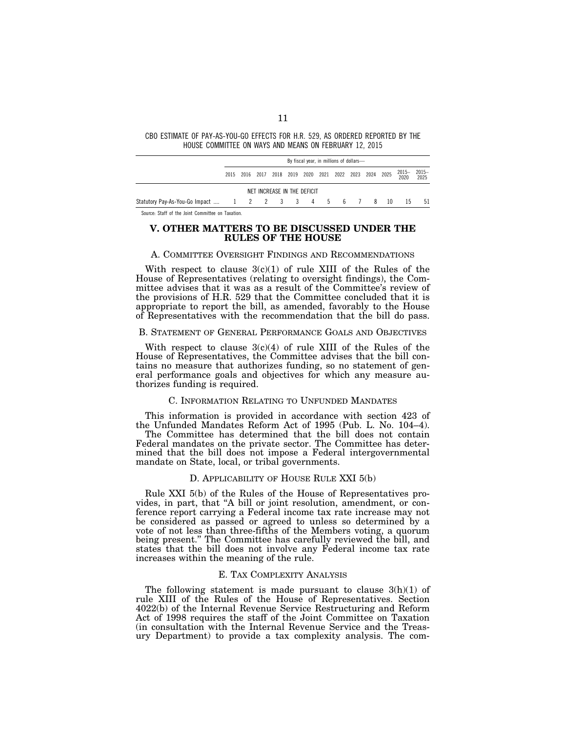CBO ESTIMATE OF PAY-AS-YOU-GO EFFECTS FOR H.R. 529, AS ORDERED REPORTED BY THE HOUSE COMMITTEE ON WAYS AND MEANS ON FEBRUARY 12, 2015

| | By fiscal year, in millions of dollars— | | | | | | | | | | | | |
|---|---|---|---|---|---|---|---|---|---|---|---|---|---|
| | 2015 | 2016 | 2017 | 2018 | 2019 | 2020 | 2021 | 2022 | 2023 | 2024 | 2025 | 2015–2020 | 2015–2025 |
| | NET INCREASE IN THE DEFICIT | | | | | | | | | | | | |
| Statutory Pay-As-You-Go Impact .... | 1 | 2 | 2 | 3 | 3 | 4 | 5 | 6 | 7 | 8 | 10 | 15 | 51 |

Source: Staff of the Joint Committee on Taxation.

## V. OTHER MATTERS TO BE DISCUSSED UNDER THE RULES OF THE HOUSE

### A. Committee Oversight Findings and Recommendations

With respect to clause 3(c)(1) of rule XIII of the Rules of the House of Representatives (relating to oversight findings), the Committee advises that it was as a result of the Committee's review of the provisions of H.R. 529 that the Committee concluded that it is appropriate to report the bill, as amended, favorably to the House of Representatives with the recommendation that the bill do pass.

### B. Statement of General Performance Goals and Objectives

With respect to clause 3(c)(4) of rule XIII of the Rules of the House of Representatives, the Committee advises that the bill contains no measure that authorizes funding, so no statement of general performance goals and objectives for which any measure authorizes funding is required.

### C. Information Relating to Unfunded Mandates

This information is provided in accordance with section 423 of the Unfunded Mandates Reform Act of 1995 (Pub. L. No. 104–4).

The Committee has determined that the bill does not contain Federal mandates on the private sector. The Committee has determined that the bill does not impose a Federal intergovernmental mandate on State, local, or tribal governments.

### D. Applicability of House Rule XXI 5(b)

Rule XXI 5(b) of the Rules of the House of Representatives provides, in part, that "A bill or joint resolution, amendment, or conference report carrying a Federal income tax rate increase may not be considered as passed or agreed to unless so determined by a vote of not less than three-fifths of the Members voting, a quorum being present." The Committee has carefully reviewed the bill, and states that the bill does not involve any Federal income tax rate increases within the meaning of the rule.

### E. Tax Complexity Analysis

The following statement is made pursuant to clause 3(h)(1) of rule XIII of the Rules of the House of Representatives. Section 4022(b) of the Internal Revenue Service Restructuring and Reform Act of 1998 requires the staff of the Joint Committee on Taxation (in consultation with the Internal Revenue Service and the Treasury Department) to provide a tax complexity analysis. The com-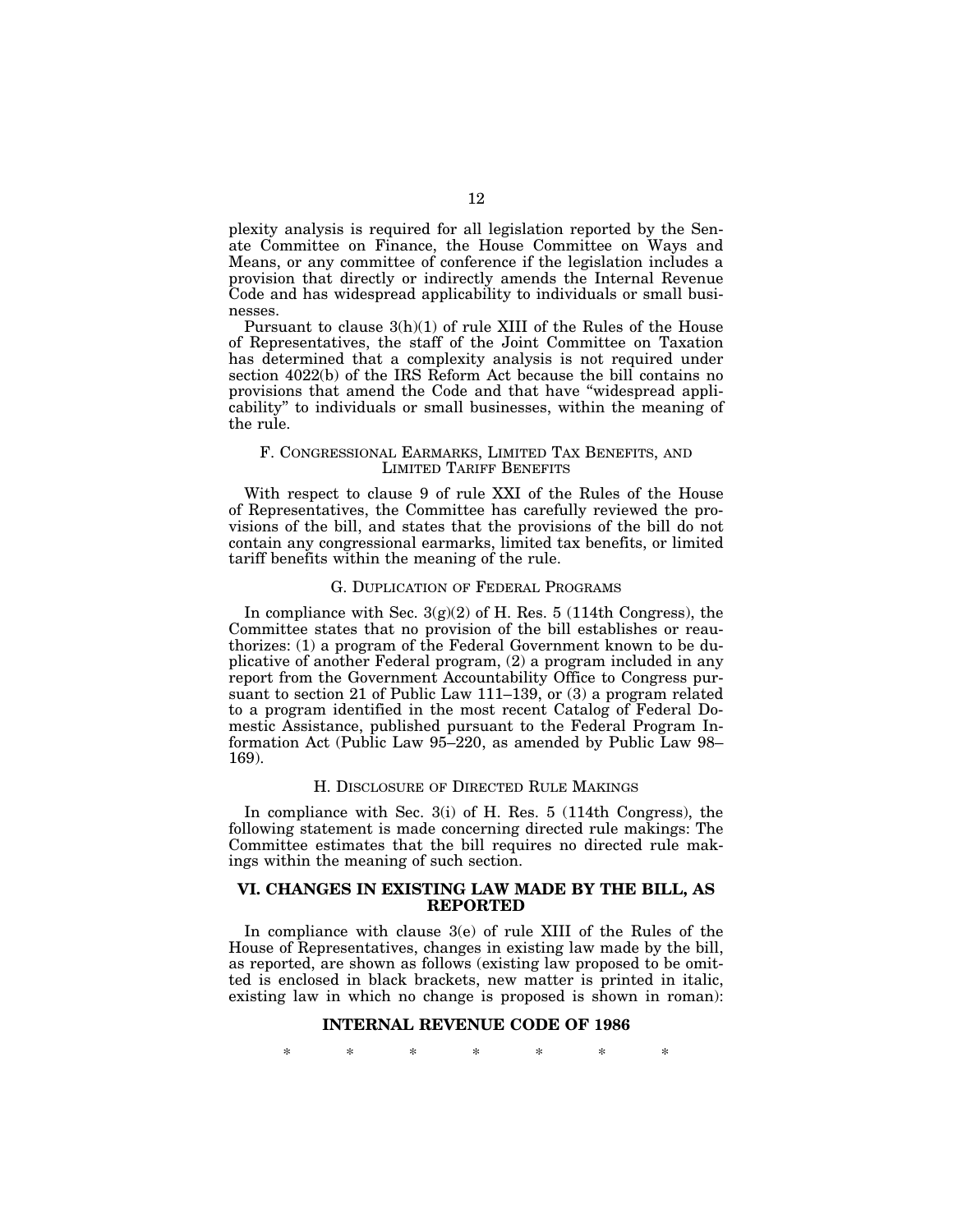plexity analysis is required for all legislation reported by the Senate Committee on Finance, the House Committee on Ways and Means, or any committee of conference if the legislation includes a provision that directly or indirectly amends the Internal Revenue Code and has widespread applicability to individuals or small businesses.

Pursuant to clause 3(h)(1) of rule XIII of the Rules of the House of Representatives, the staff of the Joint Committee on Taxation has determined that a complexity analysis is not required under section 4022(b) of the IRS Reform Act because the bill contains no provisions that amend the Code and that have "widespread applicability" to individuals or small businesses, within the meaning of the rule.

### F. CONGRESSIONAL EARMARKS, LIMITED TAX BENEFITS, AND LIMITED TARIFF BENEFITS

With respect to clause 9 of rule XXI of the Rules of the House of Representatives, the Committee has carefully reviewed the provisions of the bill, and states that the provisions of the bill do not contain any congressional earmarks, limited tax benefits, or limited tariff benefits within the meaning of the rule.

### G. DUPLICATION OF FEDERAL PROGRAMS

In compliance with Sec. 3(g)(2) of H. Res. 5 (114th Congress), the Committee states that no provision of the bill establishes or reauthorizes: (1) a program of the Federal Government known to be duplicative of another Federal program, (2) a program included in any report from the Government Accountability Office to Congress pursuant to section 21 of Public Law 111–139, or (3) a program related to a program identified in the most recent Catalog of Federal Domestic Assistance, published pursuant to the Federal Program Information Act (Public Law 95–220, as amended by Public Law 98–169).

### H. DISCLOSURE OF DIRECTED RULE MAKINGS

In compliance with Sec. 3(i) of H. Res. 5 (114th Congress), the following statement is made concerning directed rule makings: The Committee estimates that the bill requires no directed rule makings within the meaning of such section.

## VI. CHANGES IN EXISTING LAW MADE BY THE BILL, AS REPORTED

In compliance with clause 3(e) of rule XIII of the Rules of the House of Representatives, changes in existing law made by the bill, as reported, are shown as follows (existing law proposed to be omitted is enclosed in black brackets, new matter is printed in italic, existing law in which no change is proposed is shown in roman):

**INTERNAL REVENUE CODE OF 1986**

\* \* \* \* \* \* \*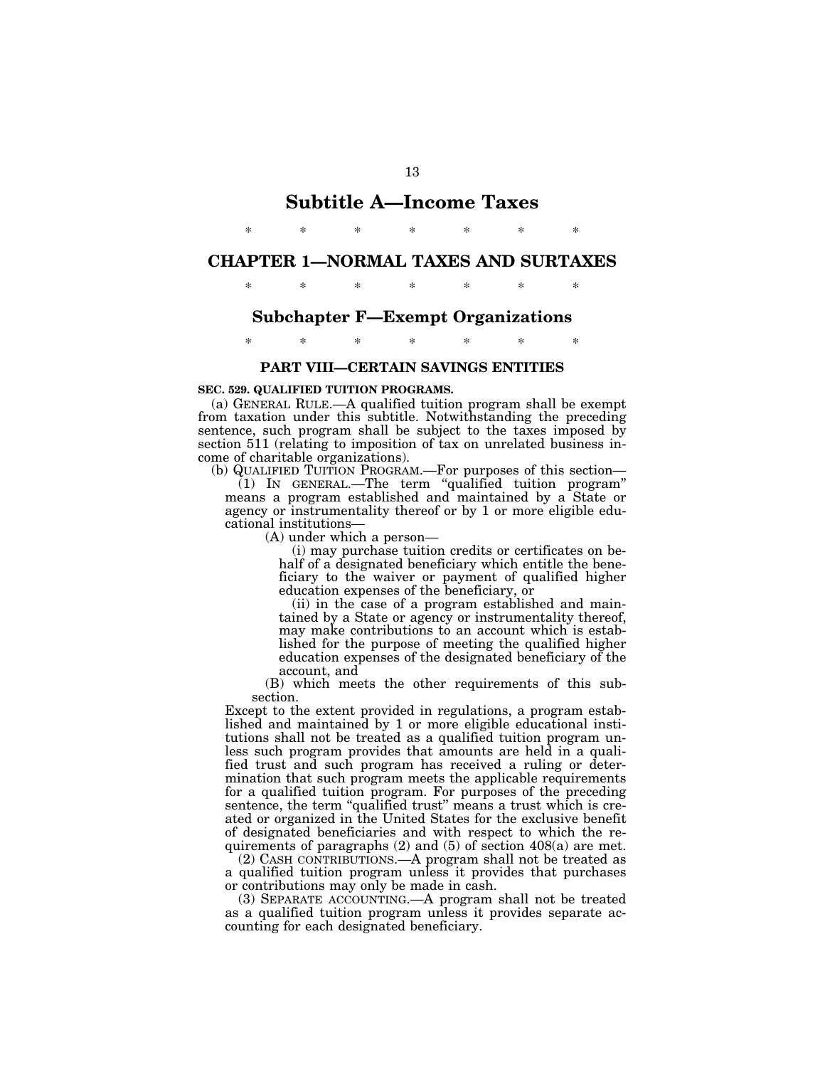# Subtitle A—Income Taxes

\* \* \* \* \* \* \*

## CHAPTER 1—NORMAL TAXES AND SURTAXES

\* \* \* \* \* \* \*

### Subchapter F—Exempt Organizations

\* \* \* \* \* \* \*

#### PART VIII—CERTAIN SAVINGS ENTITIES

**SEC. 529. QUALIFIED TUITION PROGRAMS.**

(a) GENERAL RULE.—A qualified tuition program shall be exempt from taxation under this subtitle. Notwithstanding the preceding sentence, such program shall be subject to the taxes imposed by section 511 (relating to imposition of tax on unrelated business income of charitable organizations).

(b) QUALIFIED TUITION PROGRAM.—For purposes of this section—

(1) IN GENERAL.—The term "qualified tuition program" means a program established and maintained by a State or agency or instrumentality thereof or by 1 or more eligible educational institutions—

(A) under which a person—

(i) may purchase tuition credits or certificates on behalf of a designated beneficiary which entitle the beneficiary to the waiver or payment of qualified higher education expenses of the beneficiary, or

(ii) in the case of a program established and maintained by a State or agency or instrumentality thereof, may make contributions to an account which is established for the purpose of meeting the qualified higher education expenses of the designated beneficiary of the account, and

(B) which meets the other requirements of this subsection.

Except to the extent provided in regulations, a program established and maintained by 1 or more eligible educational institutions shall not be treated as a qualified tuition program unless such program provides that amounts are held in a qualified trust and such program has received a ruling or determination that such program meets the applicable requirements for a qualified tuition program. For purposes of the preceding sentence, the term "qualified trust" means a trust which is created or organized in the United States for the exclusive benefit of designated beneficiaries and with respect to which the requirements of paragraphs (2) and (5) of section 408(a) are met.

(2) CASH CONTRIBUTIONS.—A program shall not be treated as a qualified tuition program unless it provides that purchases or contributions may only be made in cash.

(3) SEPARATE ACCOUNTING.—A program shall not be treated as a qualified tuition program unless it provides separate accounting for each designated beneficiary.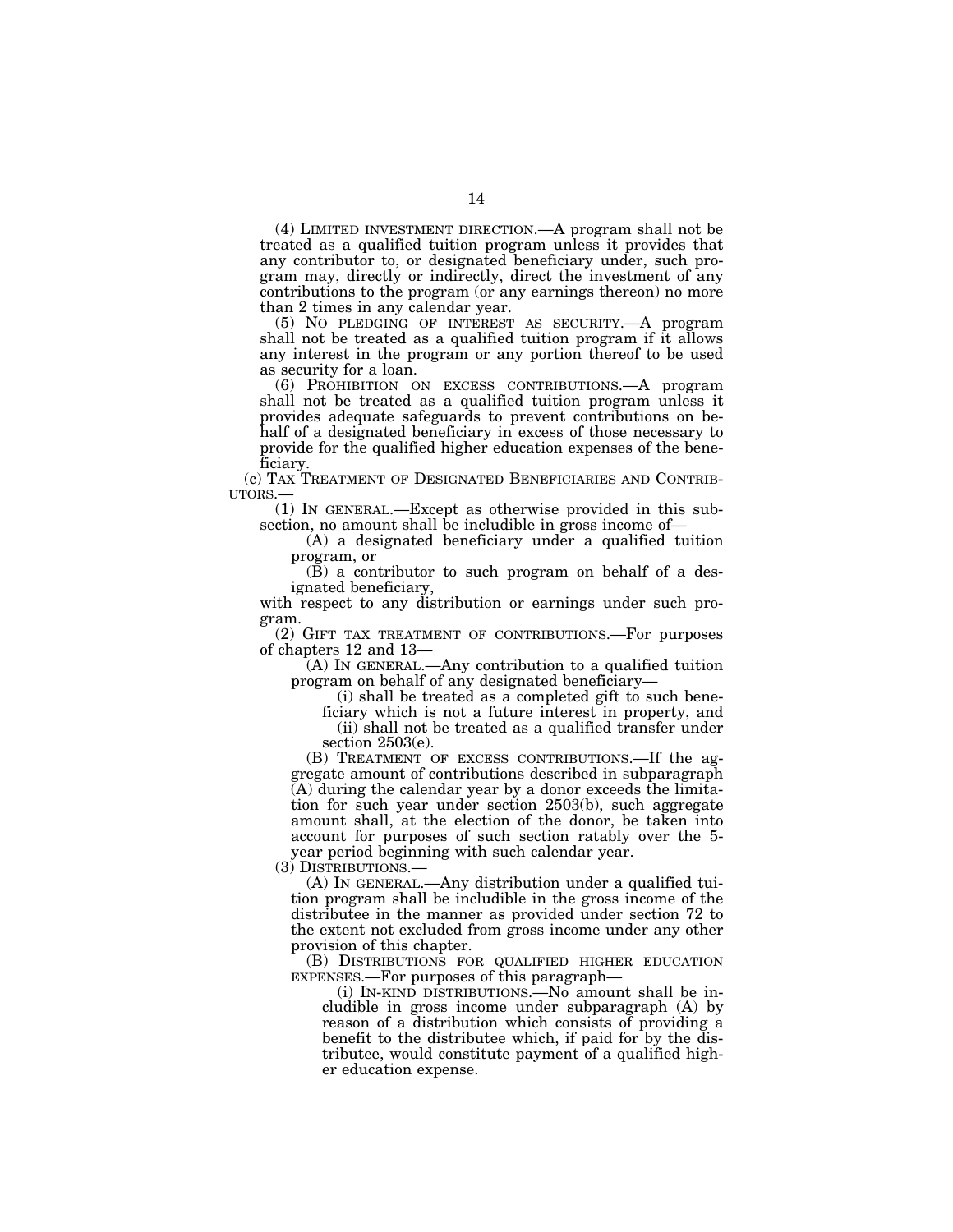(4) LIMITED INVESTMENT DIRECTION.—A program shall not be treated as a qualified tuition program unless it provides that any contributor to, or designated beneficiary under, such program may, directly or indirectly, direct the investment of any contributions to the program (or any earnings thereon) no more than 2 times in any calendar year.

(5) NO PLEDGING OF INTEREST AS SECURITY.—A program shall not be treated as a qualified tuition program if it allows any interest in the program or any portion thereof to be used as security for a loan.

(6) PROHIBITION ON EXCESS CONTRIBUTIONS.—A program shall not be treated as a qualified tuition program unless it provides adequate safeguards to prevent contributions on behalf of a designated beneficiary in excess of those necessary to provide for the qualified higher education expenses of the beneficiary.

(c) TAX TREATMENT OF DESIGNATED BENEFICIARIES AND CONTRIBUTORS.—

(1) IN GENERAL.—Except as otherwise provided in this subsection, no amount shall be includible in gross income of—

(A) a designated beneficiary under a qualified tuition program, or

(B) a contributor to such program on behalf of a designated beneficiary,

with respect to any distribution or earnings under such program.

(2) GIFT TAX TREATMENT OF CONTRIBUTIONS.—For purposes of chapters 12 and 13—

(A) IN GENERAL.—Any contribution to a qualified tuition program on behalf of any designated beneficiary—

(i) shall be treated as a completed gift to such beneficiary which is not a future interest in property, and

(ii) shall not be treated as a qualified transfer under section 2503(e).

(B) TREATMENT OF EXCESS CONTRIBUTIONS.—If the aggregate amount of contributions described in subparagraph (A) during the calendar year by a donor exceeds the limitation for such year under section 2503(b), such aggregate amount shall, at the election of the donor, be taken into account for purposes of such section ratably over the 5-year period beginning with such calendar year.

(3) DISTRIBUTIONS.—

(A) IN GENERAL.—Any distribution under a qualified tuition program shall be includible in the gross income of the distributee in the manner as provided under section 72 to the extent not excluded from gross income under any other provision of this chapter.

(B) DISTRIBUTIONS FOR QUALIFIED HIGHER EDUCATION EXPENSES.—For purposes of this paragraph—

(i) IN-KIND DISTRIBUTIONS.—No amount shall be includible in gross income under subparagraph (A) by reason of a distribution which consists of providing a benefit to the distributee which, if paid for by the distributee, would constitute payment of a qualified higher education expense.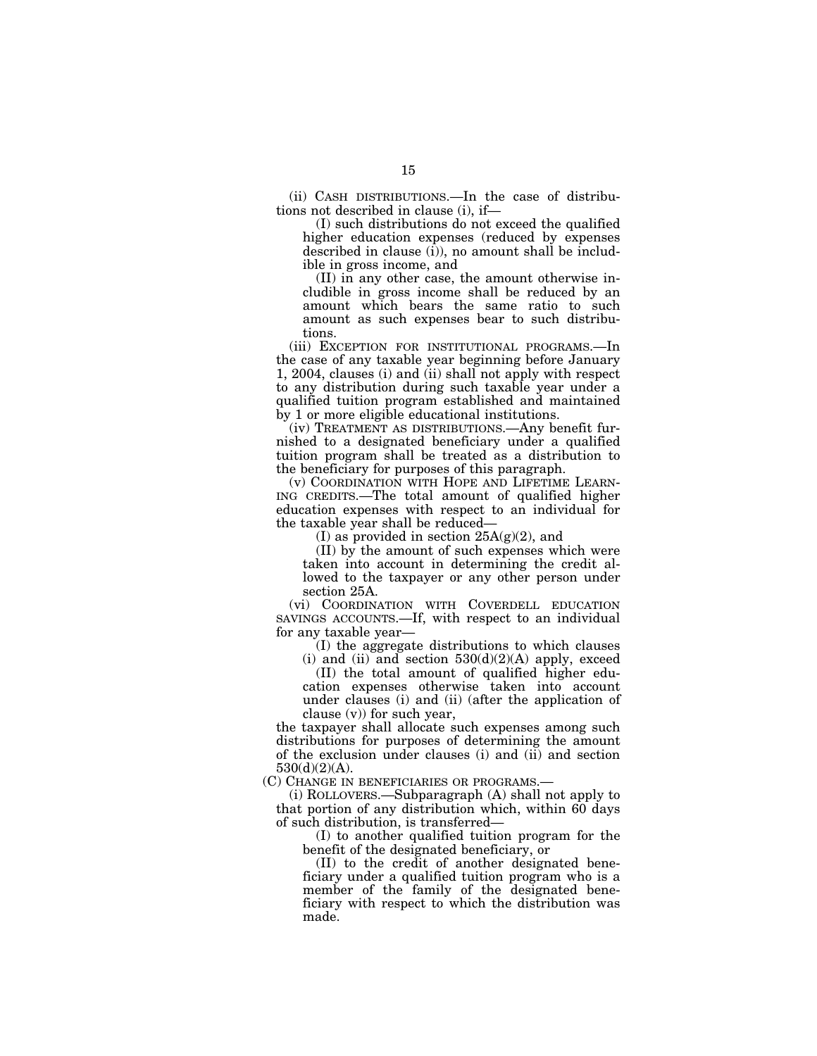(ii) CASH DISTRIBUTIONS.—In the case of distributions not described in clause (i), if—

(I) such distributions do not exceed the qualified higher education expenses (reduced by expenses described in clause (i)), no amount shall be includible in gross income, and

(II) in any other case, the amount otherwise includible in gross income shall be reduced by an amount which bears the same ratio to such amount as such expenses bear to such distributions.

(iii) EXCEPTION FOR INSTITUTIONAL PROGRAMS.—In the case of any taxable year beginning before January 1, 2004, clauses (i) and (ii) shall not apply with respect to any distribution during such taxable year under a qualified tuition program established and maintained by 1 or more eligible educational institutions.

(iv) TREATMENT AS DISTRIBUTIONS.—Any benefit furnished to a designated beneficiary under a qualified tuition program shall be treated as a distribution to the beneficiary for purposes of this paragraph.

(v) COORDINATION WITH HOPE AND LIFETIME LEARNING CREDITS.—The total amount of qualified higher education expenses with respect to an individual for the taxable year shall be reduced—

(I) as provided in section 25A(g)(2), and

(II) by the amount of such expenses which were taken into account in determining the credit allowed to the taxpayer or any other person under section 25A.

(vi) COORDINATION WITH COVERDELL EDUCATION SAVINGS ACCOUNTS.—If, with respect to an individual for any taxable year—

(I) the aggregate distributions to which clauses (i) and (ii) and section 530(d)(2)(A) apply, exceed

(II) the total amount of qualified higher education expenses otherwise taken into account under clauses (i) and (ii) (after the application of clause (v)) for such year,

the taxpayer shall allocate such expenses among such distributions for purposes of determining the amount of the exclusion under clauses (i) and (ii) and section 530(d)(2)(A).

(C) CHANGE IN BENEFICIARIES OR PROGRAMS.—

(i) ROLLOVERS.—Subparagraph (A) shall not apply to that portion of any distribution which, within 60 days of such distribution, is transferred—

(I) to another qualified tuition program for the benefit of the designated beneficiary, or

(II) to the credit of another designated beneficiary under a qualified tuition program who is a member of the family of the designated beneficiary with respect to which the distribution was made.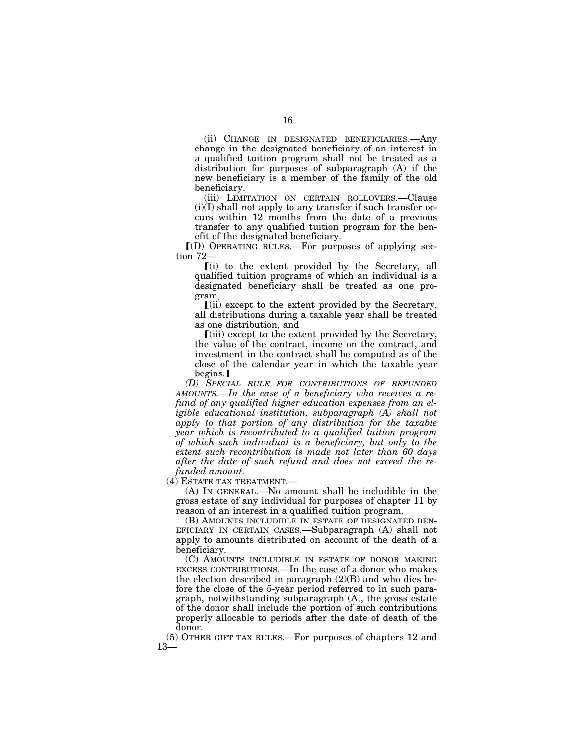(ii) CHANGE IN DESIGNATED BENEFICIARIES.—Any change in the designated beneficiary of an interest in a qualified tuition program shall not be treated as a distribution for purposes of subparagraph (A) if the new beneficiary is a member of the family of the old beneficiary.

(iii) LIMITATION ON CERTAIN ROLLOVERS.—Clause (i)(I) shall not apply to any transfer if such transfer occurs within 12 months from the date of a previous transfer to any qualified tuition program for the benefit of the designated beneficiary.

⟦(D) OPERATING RULES.—For purposes of applying section 72—

⟦(i) to the extent provided by the Secretary, all qualified tuition programs of which an individual is a designated beneficiary shall be treated as one program,

⟦(ii) except to the extent provided by the Secretary, all distributions during a taxable year shall be treated as one distribution, and

⟦(iii) except to the extent provided by the Secretary, the value of the contract, income on the contract, and investment in the contract shall be computed as of the close of the calendar year in which the taxable year begins.⟧

*(D) SPECIAL RULE FOR CONTRIBUTIONS OF REFUNDED AMOUNTS.—In the case of a beneficiary who receives a refund of any qualified higher education expenses from an eligible educational institution, subparagraph (A) shall not apply to that portion of any distribution for the taxable year which is recontributed to a qualified tuition program of which such individual is a beneficiary, but only to the extent such recontribution is made not later than 60 days after the date of such refund and does not exceed the refunded amount.*

(4) ESTATE TAX TREATMENT.—

(A) IN GENERAL.—No amount shall be includible in the gross estate of any individual for purposes of chapter 11 by reason of an interest in a qualified tuition program.

(B) AMOUNTS INCLUDIBLE IN ESTATE OF DESIGNATED BENEFICIARY IN CERTAIN CASES.—Subparagraph (A) shall not apply to amounts distributed on account of the death of a beneficiary.

(C) AMOUNTS INCLUDIBLE IN ESTATE OF DONOR MAKING EXCESS CONTRIBUTIONS.—In the case of a donor who makes the election described in paragraph (2)(B) and who dies before the close of the 5-year period referred to in such paragraph, notwithstanding subparagraph (A), the gross estate of the donor shall include the portion of such contributions properly allocable to periods after the date of death of the donor.

(5) OTHER GIFT TAX RULES.—For purposes of chapters 12 and 13—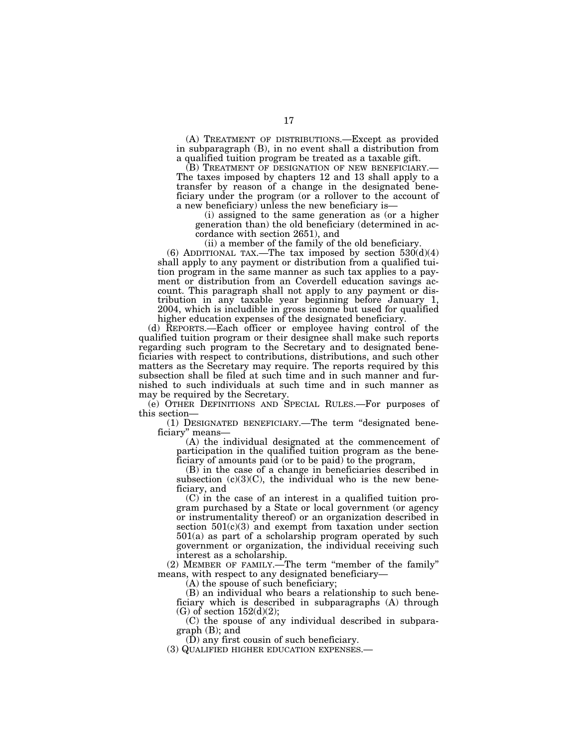(A) TREATMENT OF DISTRIBUTIONS.—Except as provided in subparagraph (B), in no event shall a distribution from a qualified tuition program be treated as a taxable gift.

(B) TREATMENT OF DESIGNATION OF NEW BENEFICIARY.—The taxes imposed by chapters 12 and 13 shall apply to a transfer by reason of a change in the designated beneficiary under the program (or a rollover to the account of a new beneficiary) unless the new beneficiary is—

(i) assigned to the same generation as (or a higher generation than) the old beneficiary (determined in accordance with section 2651), and

(ii) a member of the family of the old beneficiary.

(6) ADDITIONAL TAX.—The tax imposed by section 530(d)(4) shall apply to any payment or distribution from a qualified tuition program in the same manner as such tax applies to a payment or distribution from an Coverdell education savings account. This paragraph shall not apply to any payment or distribution in any taxable year beginning before January 1, 2004, which is includible in gross income but used for qualified higher education expenses of the designated beneficiary.

(d) REPORTS.—Each officer or employee having control of the qualified tuition program or their designee shall make such reports regarding such program to the Secretary and to designated beneficiaries with respect to contributions, distributions, and such other matters as the Secretary may require. The reports required by this subsection shall be filed at such time and in such manner and furnished to such individuals at such time and in such manner as may be required by the Secretary.

(e) OTHER DEFINITIONS AND SPECIAL RULES.—For purposes of this section—

(1) DESIGNATED BENEFICIARY.—The term "designated beneficiary" means—

(A) the individual designated at the commencement of participation in the qualified tuition program as the beneficiary of amounts paid (or to be paid) to the program,

(B) in the case of a change in beneficiaries described in subsection (c)(3)(C), the individual who is the new beneficiary, and

(C) in the case of an interest in a qualified tuition program purchased by a State or local government (or agency or instrumentality thereof) or an organization described in section 501(c)(3) and exempt from taxation under section 501(a) as part of a scholarship program operated by such government or organization, the individual receiving such interest as a scholarship.

(2) MEMBER OF FAMILY.—The term "member of the family" means, with respect to any designated beneficiary—

(A) the spouse of such beneficiary;

(B) an individual who bears a relationship to such beneficiary which is described in subparagraphs (A) through (G) of section 152(d)(2);

(C) the spouse of any individual described in subparagraph (B); and

(D) any first cousin of such beneficiary.

(3) QUALIFIED HIGHER EDUCATION EXPENSES.—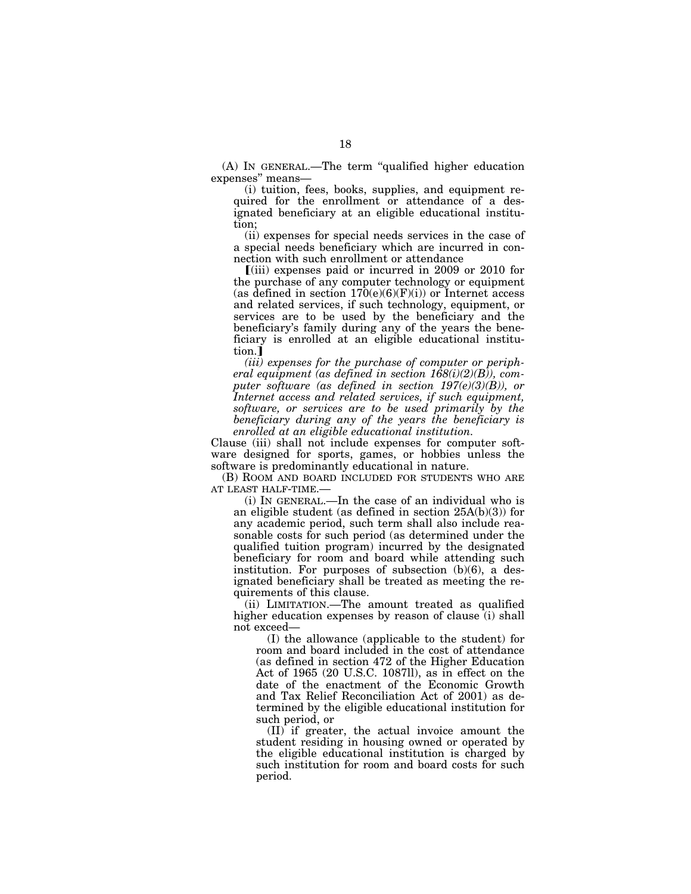(A) IN GENERAL.—The term "qualified higher education expenses" means—

(i) tuition, fees, books, supplies, and equipment required for the enrollment or attendance of a designated beneficiary at an eligible educational institution;

(ii) expenses for special needs services in the case of a special needs beneficiary which are incurred in connection with such enrollment or attendance

【(iii) expenses paid or incurred in 2009 or 2010 for the purchase of any computer technology or equipment (as defined in section 170(e)(6)(F)(i)) or Internet access and related services, if such technology, equipment, or services are to be used by the beneficiary and the beneficiary's family during any of the years the beneficiary is enrolled at an eligible educational institution.】

*(iii) expenses for the purchase of computer or peripheral equipment (as defined in section 168(i)(2)(B)), computer software (as defined in section 197(e)(3)(B)), or Internet access and related services, if such equipment, software, or services are to be used primarily by the beneficiary during any of the years the beneficiary is enrolled at an eligible educational institution.*

Clause (iii) shall not include expenses for computer software designed for sports, games, or hobbies unless the software is predominantly educational in nature.

(B) ROOM AND BOARD INCLUDED FOR STUDENTS WHO ARE AT LEAST HALF-TIME.—

(i) IN GENERAL.—In the case of an individual who is an eligible student (as defined in section 25A(b)(3)) for any academic period, such term shall also include reasonable costs for such period (as determined under the qualified tuition program) incurred by the designated beneficiary for room and board while attending such institution. For purposes of subsection (b)(6), a designated beneficiary shall be treated as meeting the requirements of this clause.

(ii) LIMITATION.—The amount treated as qualified higher education expenses by reason of clause (i) shall not exceed—

(I) the allowance (applicable to the student) for room and board included in the cost of attendance (as defined in section 472 of the Higher Education Act of 1965 (20 U.S.C. 1087ll), as in effect on the date of the enactment of the Economic Growth and Tax Relief Reconciliation Act of 2001) as determined by the eligible educational institution for such period, or

(II) if greater, the actual invoice amount the student residing in housing owned or operated by the eligible educational institution is charged by such institution for room and board costs for such period.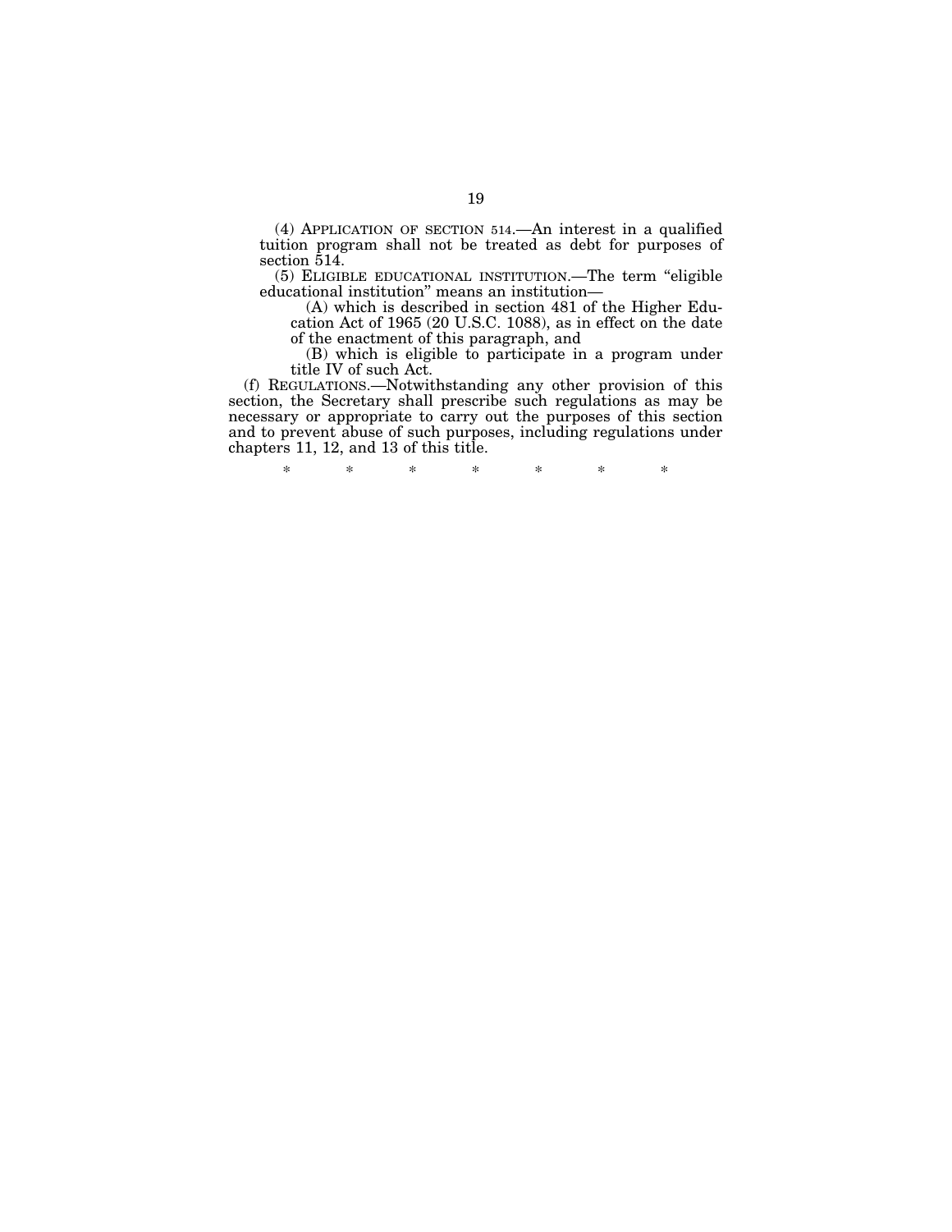(4) APPLICATION OF SECTION 514.—An interest in a qualified tuition program shall not be treated as debt for purposes of section 514.

(5) ELIGIBLE EDUCATIONAL INSTITUTION.—The term "eligible educational institution" means an institution—

(A) which is described in section 481 of the Higher Education Act of 1965 (20 U.S.C. 1088), as in effect on the date of the enactment of this paragraph, and

(B) which is eligible to participate in a program under title IV of such Act.

(f) REGULATIONS.—Notwithstanding any other provision of this section, the Secretary shall prescribe such regulations as may be necessary or appropriate to carry out the purposes of this section and to prevent abuse of such purposes, including regulations under chapters 11, 12, and 13 of this title.

\* \* \* \* \* \* \*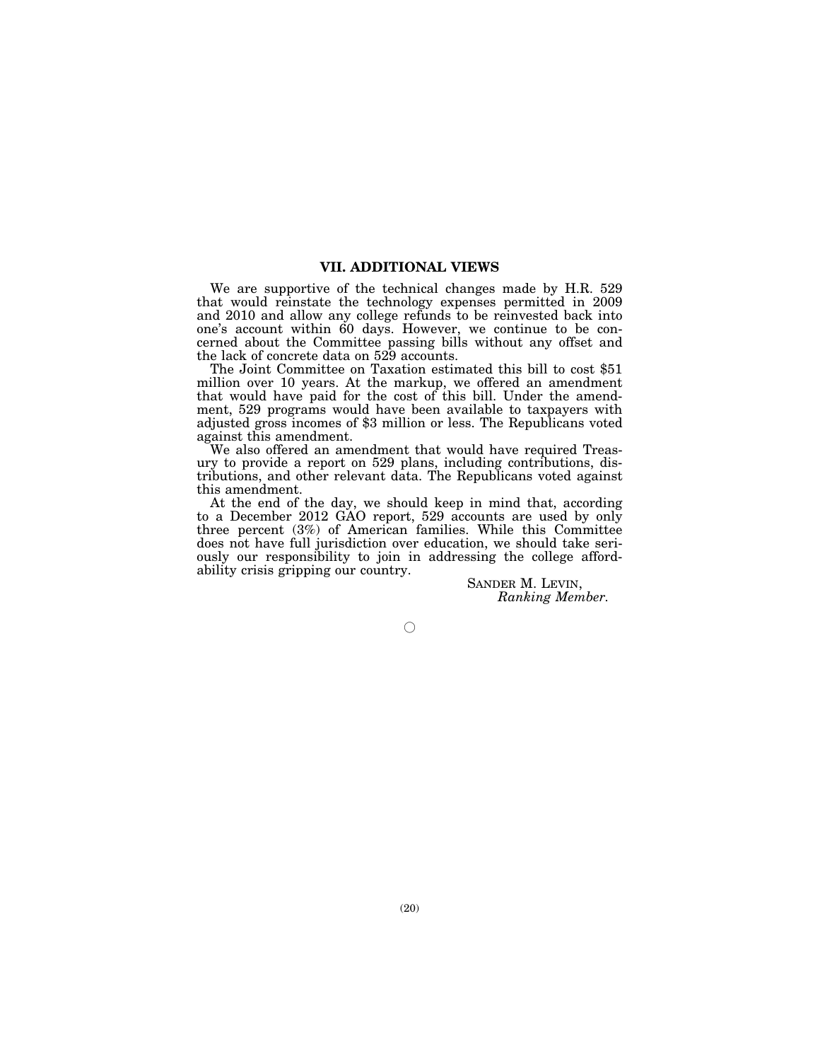## VII. ADDITIONAL VIEWS

We are supportive of the technical changes made by H.R. 529 that would reinstate the technology expenses permitted in 2009 and 2010 and allow any college refunds to be reinvested back into one's account within 60 days. However, we continue to be concerned about the Committee passing bills without any offset and the lack of concrete data on 529 accounts.

The Joint Committee on Taxation estimated this bill to cost $51 million over 10 years. At the markup, we offered an amendment that would have paid for the cost of this bill. Under the amendment, 529 programs would have been available to taxpayers with adjusted gross incomes of $3 million or less. The Republicans voted against this amendment.

We also offered an amendment that would have required Treasury to provide a report on 529 plans, including contributions, distributions, and other relevant data. The Republicans voted against this amendment.

At the end of the day, we should keep in mind that, according to a December 2012 GAO report, 529 accounts are used by only three percent (3%) of American families. While this Committee does not have full jurisdiction over education, we should take seriously our responsibility to join in addressing the college affordability crisis gripping our country.

SANDER M. LEVIN,
*Ranking Member.*